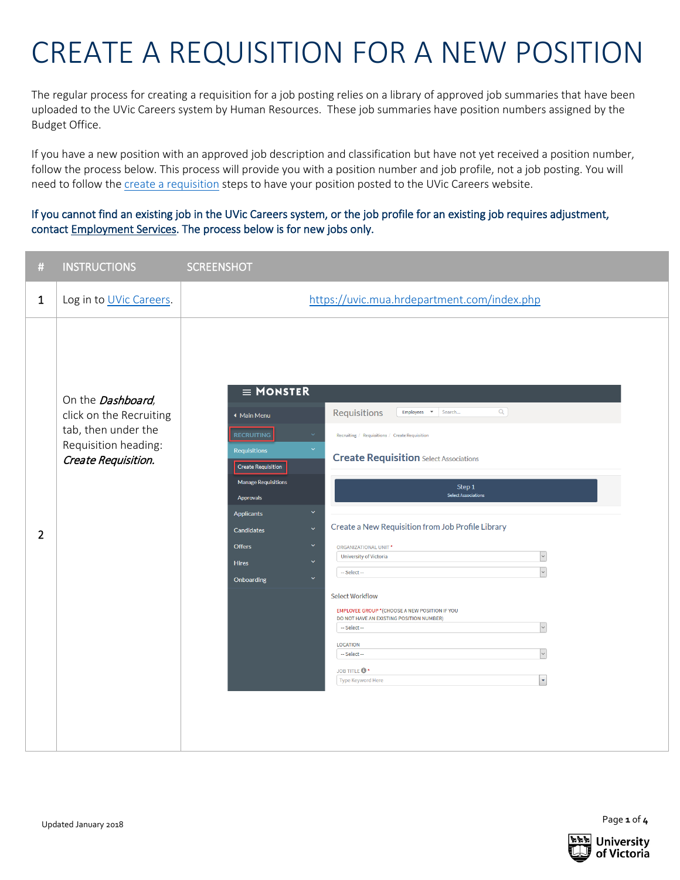# CREATE A REQUISITION FOR A NEW POSITION

The regular process for creating a requisition for a job posting relies on a library of approved job summaries that have been uploaded to the UVic Careers system by Human Resources. These job summaries have position numbers assigned by the Budget Office.

If you have a new position with an approved job description and classification but have not yet received a position number, follow the process below. This process will provide you with a position number and job profile, not a job posting. You will need to follow the create a requisition steps to have your position posted to the UVic Careers website.

**If you cannot find an existing job in the UVic Careers system, or the job profile for an existing job requires adjustment, contact Employment Services. The process below is for new jobs only.**

| # | INSTRUCTIONS | SCREENSHOT |
|---|---|---|
| 1 | Log in to UVic Careers. | https://uvic.mua.hrdepartment.com/index.php |
| 2 | On the ***Dashboard***, click on the Recruiting tab, then under the Requisition heading: ***Create Requisition.*** | |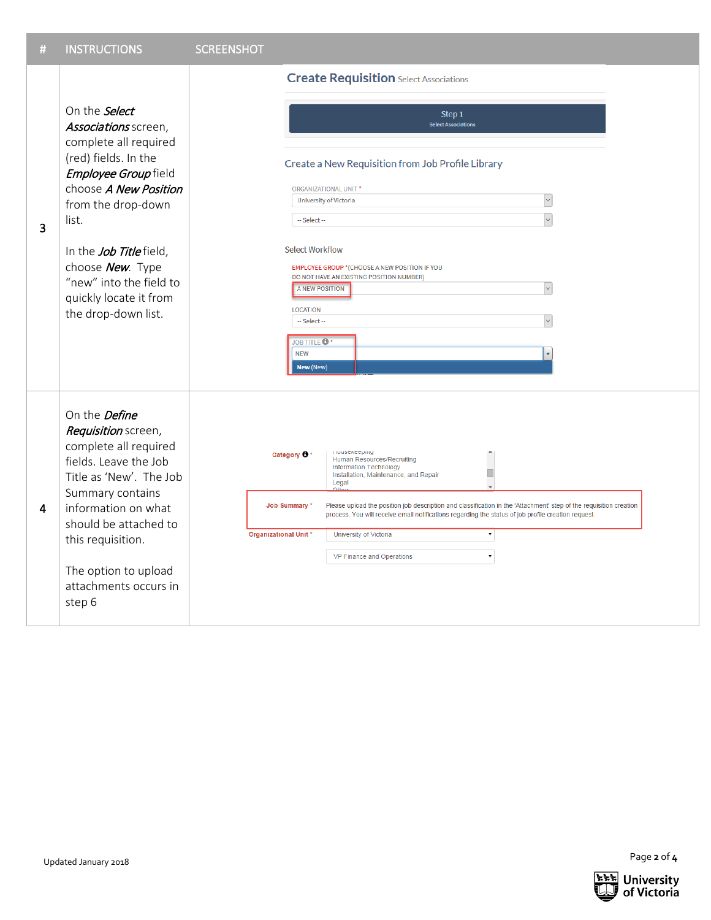| # | INSTRUCTIONS | SCREENSHOT |
|---|---|---|
| 3 | On the ***Select Associations*** screen, complete all required (red) fields. In the ***Employee Group*** field choose ***A New Position*** from the drop-down list.<br><br>In the ***Job Title*** field, choose ***New***. Type "new" into the field to quickly locate it from the drop-down list. | Create Requisition Select Associations<br>Step 1<br>Select Associations<br>Create a New Requisition from Job Profile Library<br>ORGANIZATIONAL UNIT *<br>University of Victoria<br>-- Select --<br>Select Workflow<br>EMPLOYEE GROUP * (CHOOSE A NEW POSITION IF YOU DO NOT HAVE AN EXISTING POSITION NUMBER)<br>A NEW POSITION<br>LOCATION<br>-- Select --<br>JOB TITLE *<br>NEW<br>New (New) |
| 4 | On the ***Define Requisition*** screen, complete all required fields. Leave the Job Title as 'New'. The Job Summary contains information on what should be attached to this requisition.<br><br>The option to upload attachments occurs in step 6 | Category *<br>Housekeeping<br>Human Resources/Recruiting<br>Information Technology<br>Installation, Maintenance, and Repair<br>Legal<br>Other<br>Job Summary * Please upload the position job description and classification in the 'Attachment' step of the requisition creation process. You will receive email notifications regarding the status of job profile creation request<br>Organizational Unit * University of Victoria<br>VP Finance and Operations |

Updated January 2018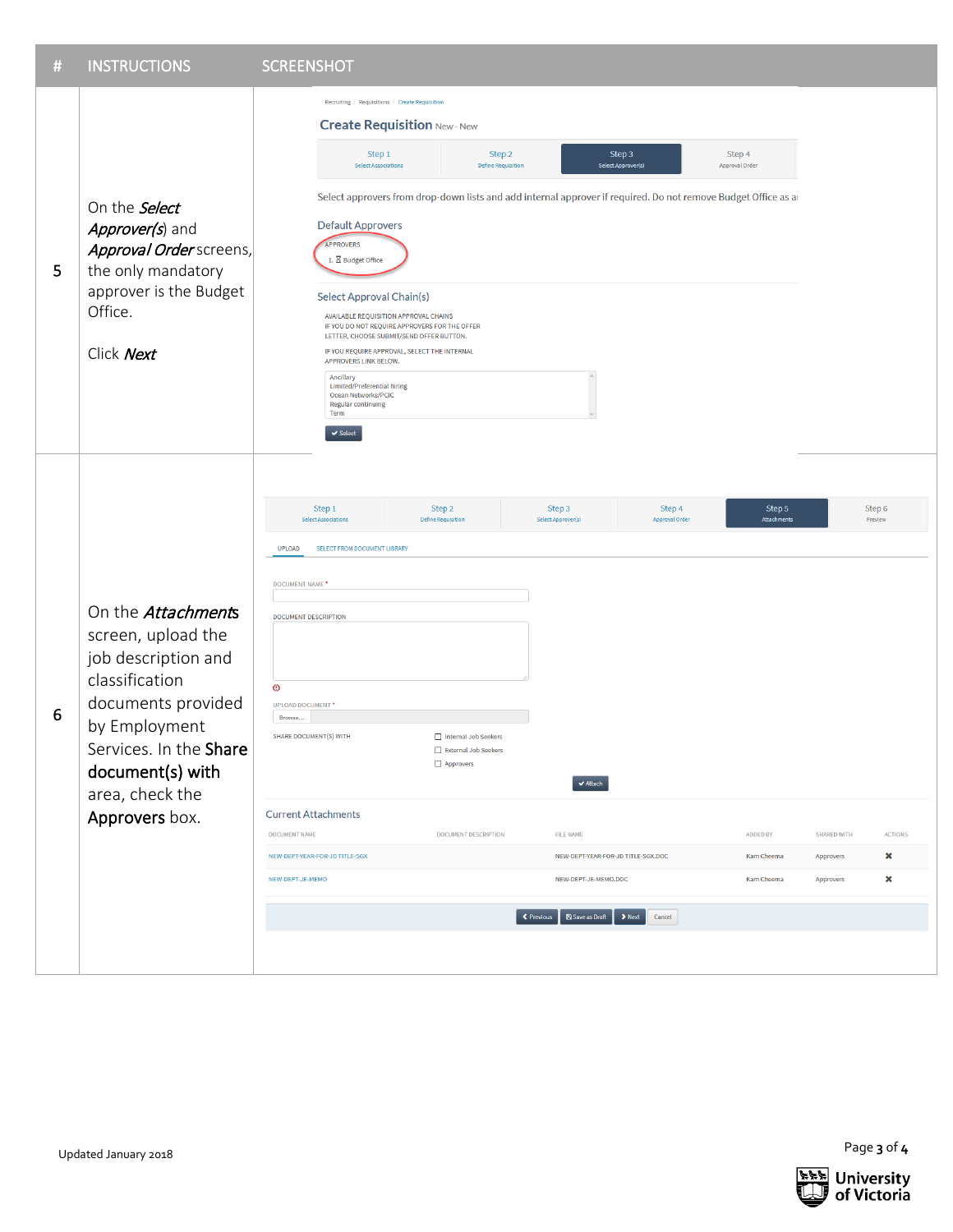| # | INSTRUCTIONS | SCREENSHOT |
| --- | --- | --- |
| 5 | On the *Select Approver(s)* and *Approval Order* screens, the only mandatory approver is the Budget Office.<br><br>Click *Next* | |
| 6 | On the *Attachments* screen, upload the job description and classification documents provided by Employment Services. In the **Share document(s) with** area, check the **Approvers** box. | |

Updated January 2018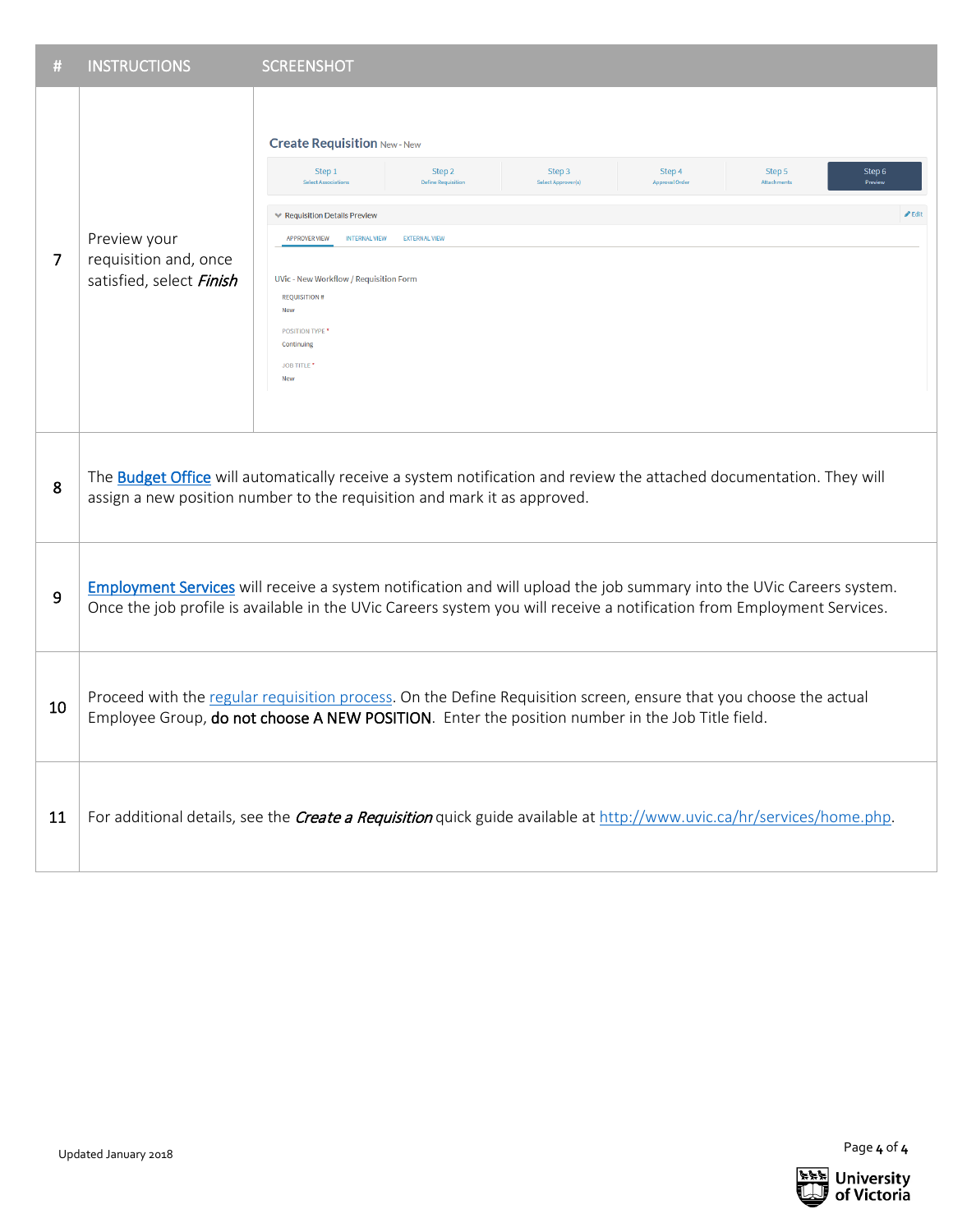| # | INSTRUCTIONS | SCREENSHOT |
|---|---|---|
| 7 | Preview your requisition and, once satisfied, select *Finish* | Create Requisition New - New<br>Step 1 Select Associations · Step 2 Define Requisition · Step 3 Select Approver(s) · Step 4 Approval Order · Step 5 Attachments · Step 6 Preview<br>Requisition Details Preview · Edit<br>APPROVER VIEW · INTERNAL VIEW · EXTERNAL VIEW<br>UVic - New Workflow / Requisition Form<br>REQUISITION #<br>New<br>POSITION TYPE *<br>Continuing<br>JOB TITLE *<br>New |
| 8 | The **Budget Office** will automatically receive a system notification and review the attached documentation. They will assign a new position number to the requisition and mark it as approved. | |
| 9 | **Employment Services** will receive a system notification and will upload the job summary into the UVic Careers system. Once the job profile is available in the UVic Careers system you will receive a notification from Employment Services. | |
| 10 | Proceed with the regular requisition process. On the Define Requisition screen, ensure that you choose the actual Employee Group, **do not choose A NEW POSITION**. Enter the position number in the Job Title field. | |
| 11 | For additional details, see the ***Create a Requisition*** quick guide available at http://www.uvic.ca/hr/services/home.php. | |

Updated January 2018